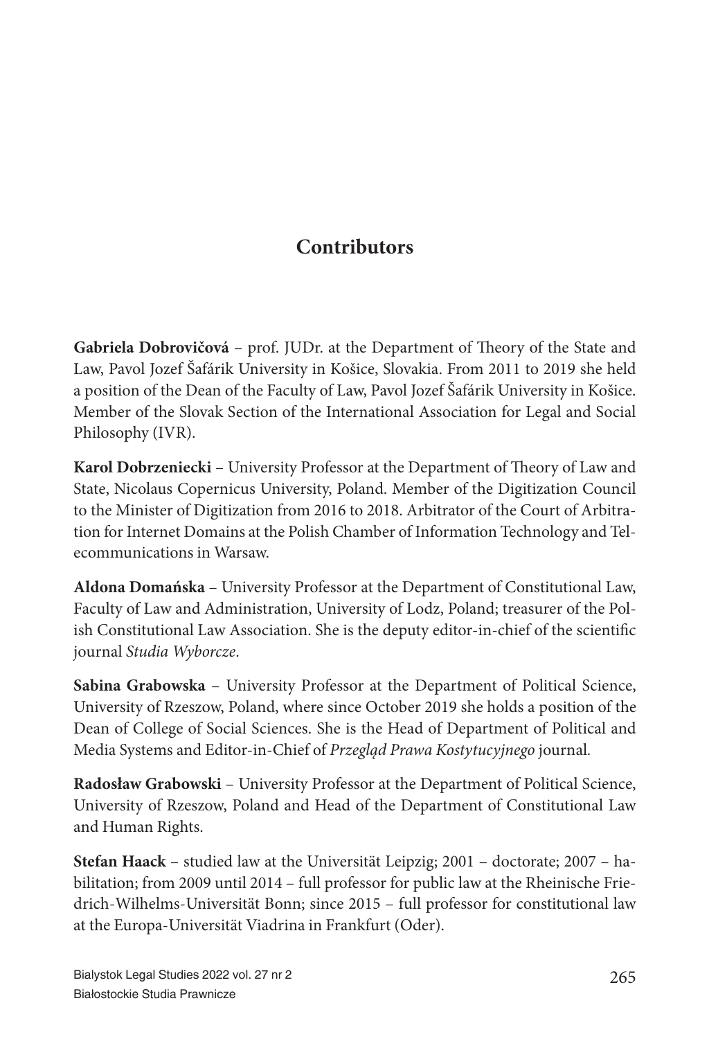# Contributors

**Gabriela Dobrovičová** – prof. JUDr. at the Department of Theory of the State and Law, Pavol Jozef Šafárik University in Košice, Slovakia. From 2011 to 2019 she held a position of the Dean of the Faculty of Law, Pavol Jozef Šafárik University in Košice. Member of the Slovak Section of the International Association for Legal and Social Philosophy (IVR).

**Karol Dobrzeniecki** – University Professor at the Department of Theory of Law and State, Nicolaus Copernicus University, Poland. Member of the Digitization Council to the Minister of Digitization from 2016 to 2018. Arbitrator of the Court of Arbitration for Internet Domains at the Polish Chamber of Information Technology and Telecommunications in Warsaw.

**Aldona Domańska** – University Professor at the Department of Constitutional Law, Faculty of Law and Administration, University of Lodz, Poland; treasurer of the Polish Constitutional Law Association. She is the deputy editor-in-chief of the scientific journal *Studia Wyborcze*.

**Sabina Grabowska** – University Professor at the Department of Political Science, University of Rzeszow, Poland, where since October 2019 she holds a position of the Dean of College of Social Sciences. She is the Head of Department of Political and Media Systems and Editor-in-Chief of *Przegląd Prawa Kostytucyjnego* journal.

**Radosław Grabowski** – University Professor at the Department of Political Science, University of Rzeszow, Poland and Head of the Department of Constitutional Law and Human Rights.

**Stefan Haack** – studied law at the Universität Leipzig; 2001 – doctorate; 2007 – habilitation; from 2009 until 2014 – full professor for public law at the Rheinische Friedrich-Wilhelms-Universität Bonn; since 2015 – full professor for constitutional law at the Europa-Universität Viadrina in Frankfurt (Oder).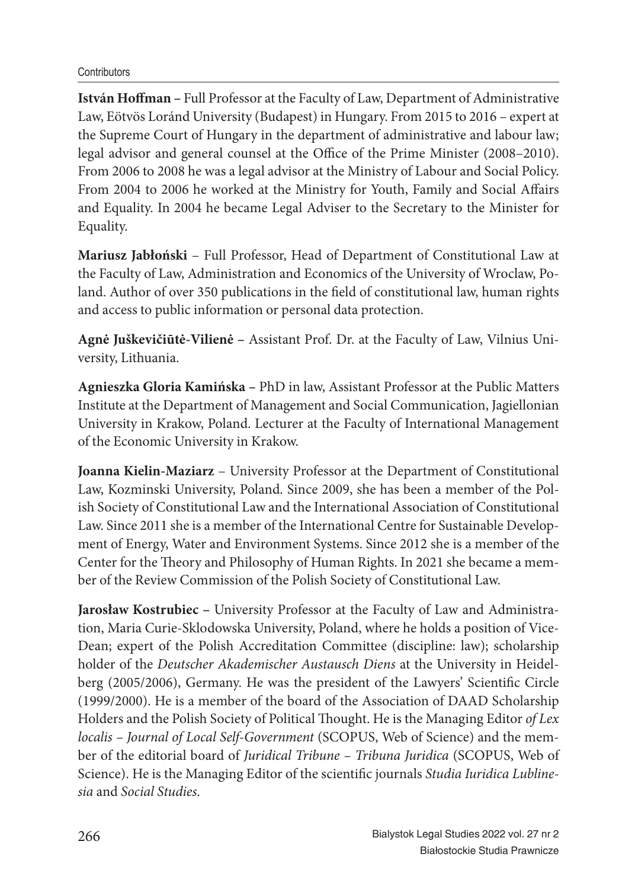**István Hoffman –** Full Professor at the Faculty of Law, Department of Administrative Law, Eötvös Loránd University (Budapest) in Hungary. From 2015 to 2016 – expert at the Supreme Court of Hungary in the department of administrative and labour law; legal advisor and general counsel at the Office of the Prime Minister (2008–2010). From 2006 to 2008 he was a legal advisor at the Ministry of Labour and Social Policy. From 2004 to 2006 he worked at the Ministry for Youth, Family and Social Affairs and Equality. In 2004 he became Legal Adviser to the Secretary to the Minister for Equality.

**Mariusz Jabłoński** – Full Professor, Head of Department of Constitutional Law at the Faculty of Law, Administration and Economics of the University of Wroclaw, Poland. Author of over 350 publications in the field of constitutional law, human rights and access to public information or personal data protection.

**Agnė Juškevičiūtė-Vilienė –** Assistant Prof. Dr. at the Faculty of Law, Vilnius University, Lithuania.

**Agnieszka Gloria Kamińska –** PhD in law, Assistant Professor at the Public Matters Institute at the Department of Management and Social Communication, Jagiellonian University in Krakow, Poland. Lecturer at the Faculty of International Management of the Economic University in Krakow.

**Joanna Kielin-Maziarz** – University Professor at the Department of Constitutional Law, Kozminski University, Poland. Since 2009, she has been a member of the Polish Society of Constitutional Law and the International Association of Constitutional Law. Since 2011 she is a member of the International Centre for Sustainable Development of Energy, Water and Environment Systems. Since 2012 she is a member of the Center for the Theory and Philosophy of Human Rights. In 2021 she became a member of the Review Commission of the Polish Society of Constitutional Law.

**Jarosław Kostrubiec –** University Professor at the Faculty of Law and Administration, Maria Curie-Sklodowska University, Poland, where he holds a position of Vice-Dean; expert of the Polish Accreditation Committee (discipline: law); scholarship holder of the *Deutscher Akademischer Austausch Diens* at the University in Heidelberg (2005/2006), Germany. He was the president of the Lawyers' Scientific Circle (1999/2000). He is a member of the board of the Association of DAAD Scholarship Holders and the Polish Society of Political Thought. He is the Managing Editor *of Lex localis – Journal of Local Self-Government* (SCOPUS, Web of Science) and the member of the editorial board of *Juridical Tribune – Tribuna Juridica* (SCOPUS, Web of Science). He is the Managing Editor of the scientific journals *Studia Iuridica Lublinesia* and *Social Studies*.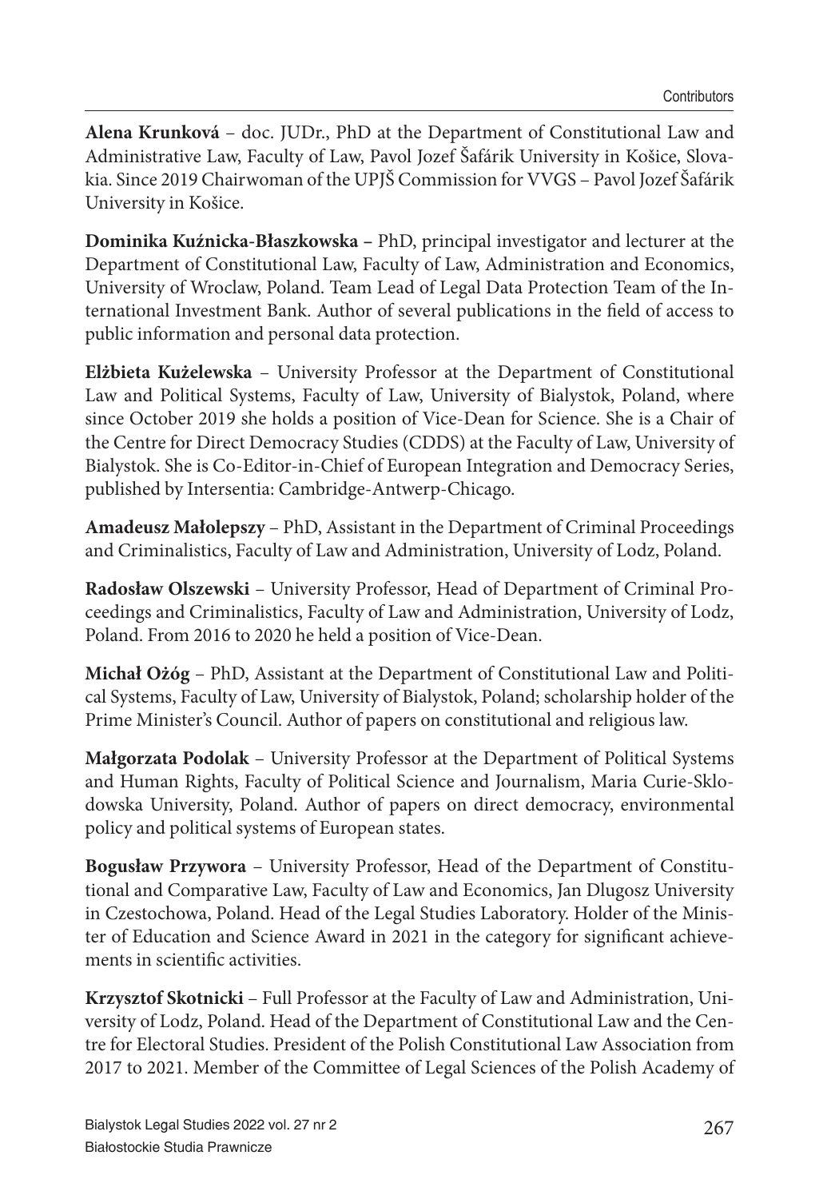**Alena Krunková** – doc. JUDr., PhD at the Department of Constitutional Law and Administrative Law, Faculty of Law, Pavol Jozef Šafárik University in Košice, Slovakia. Since 2019 Chairwoman of the UPJŠ Commission for VVGS – Pavol Jozef Šafárik University in Košice.

**Dominika Kuźnicka-Błaszkowska –** PhD, principal investigator and lecturer at the Department of Constitutional Law, Faculty of Law, Administration and Economics, University of Wroclaw, Poland. Team Lead of Legal Data Protection Team of the International Investment Bank. Author of several publications in the field of access to public information and personal data protection.

**Elżbieta Kużelewska** – University Professor at the Department of Constitutional Law and Political Systems, Faculty of Law, University of Bialystok, Poland, where since October 2019 she holds a position of Vice-Dean for Science. She is a Chair of the Centre for Direct Democracy Studies (CDDS) at the Faculty of Law, University of Bialystok. She is Co-Editor-in-Chief of European Integration and Democracy Series, published by Intersentia: Cambridge-Antwerp-Chicago.

**Amadeusz Małolepszy** – PhD, Assistant in the Department of Criminal Proceedings and Criminalistics, Faculty of Law and Administration, University of Lodz, Poland.

**Radosław Olszewski** – University Professor, Head of Department of Criminal Proceedings and Criminalistics, Faculty of Law and Administration, University of Lodz, Poland. From 2016 to 2020 he held a position of Vice-Dean.

**Michał Ożóg** – PhD, Assistant at the Department of Constitutional Law and Political Systems, Faculty of Law, University of Bialystok, Poland; scholarship holder of the Prime Minister's Council. Author of papers on constitutional and religious law.

**Małgorzata Podolak** – University Professor at the Department of Political Systems and Human Rights, Faculty of Political Science and Journalism, Maria Curie-Sklodowska University, Poland. Author of papers on direct democracy, environmental policy and political systems of European states.

**Bogusław Przywora** – University Professor, Head of the Department of Constitutional and Comparative Law, Faculty of Law and Economics, Jan Dlugosz University in Czestochowa, Poland. Head of the Legal Studies Laboratory. Holder of the Minister of Education and Science Award in 2021 in the category for significant achievements in scientific activities.

**Krzysztof Skotnicki** – Full Professor at the Faculty of Law and Administration, University of Lodz, Poland. Head of the Department of Constitutional Law and the Centre for Electoral Studies. President of the Polish Constitutional Law Association from 2017 to 2021. Member of the Committee of Legal Sciences of the Polish Academy of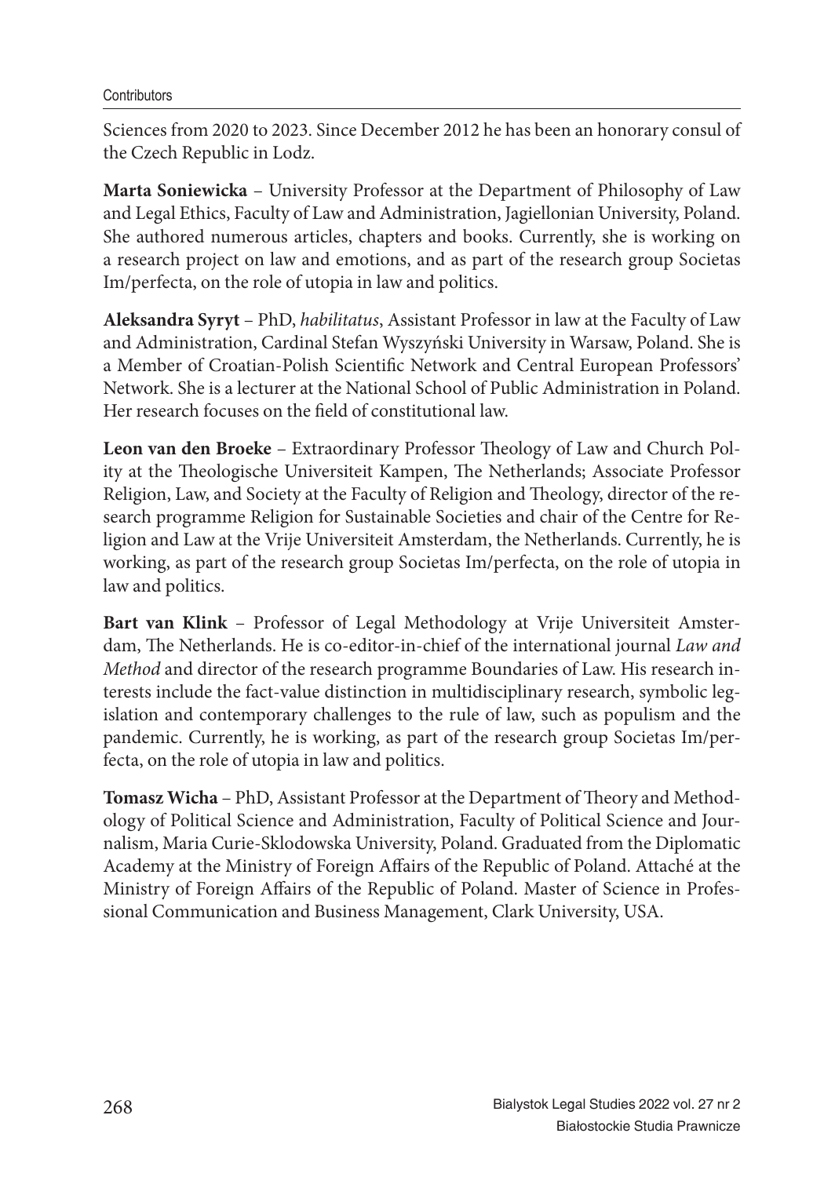Sciences from 2020 to 2023. Since December 2012 he has been an honorary consul of the Czech Republic in Lodz.

**Marta Soniewicka** – University Professor at the Department of Philosophy of Law and Legal Ethics, Faculty of Law and Administration, Jagiellonian University, Poland. She authored numerous articles, chapters and books. Currently, she is working on a research project on law and emotions, and as part of the research group Societas Im/perfecta, on the role of utopia in law and politics.

**Aleksandra Syryt** – PhD, *habilitatus*, Assistant Professor in law at the Faculty of Law and Administration, Cardinal Stefan Wyszyński University in Warsaw, Poland. She is a Member of Croatian-Polish Scientific Network and Central European Professors' Network. She is a lecturer at the National School of Public Administration in Poland. Her research focuses on the field of constitutional law.

**Leon van den Broeke** – Extraordinary Professor Theology of Law and Church Polity at the Theologische Universiteit Kampen, The Netherlands; Associate Professor Religion, Law, and Society at the Faculty of Religion and Theology, director of the research programme Religion for Sustainable Societies and chair of the Centre for Religion and Law at the Vrije Universiteit Amsterdam, the Netherlands. Currently, he is working, as part of the research group Societas Im/perfecta, on the role of utopia in law and politics.

**Bart van Klink** – Professor of Legal Methodology at Vrije Universiteit Amsterdam, The Netherlands. He is co-editor-in-chief of the international journal *Law and Method* and director of the research programme Boundaries of Law. His research interests include the fact-value distinction in multidisciplinary research, symbolic legislation and contemporary challenges to the rule of law, such as populism and the pandemic. Currently, he is working, as part of the research group Societas Im/perfecta, on the role of utopia in law and politics.

**Tomasz Wicha** – PhD, Assistant Professor at the Department of Theory and Methodology of Political Science and Administration, Faculty of Political Science and Journalism, Maria Curie-Sklodowska University, Poland. Graduated from the Diplomatic Academy at the Ministry of Foreign Affairs of the Republic of Poland. Attaché at the Ministry of Foreign Affairs of the Republic of Poland. Master of Science in Professional Communication and Business Management, Clark University, USA.